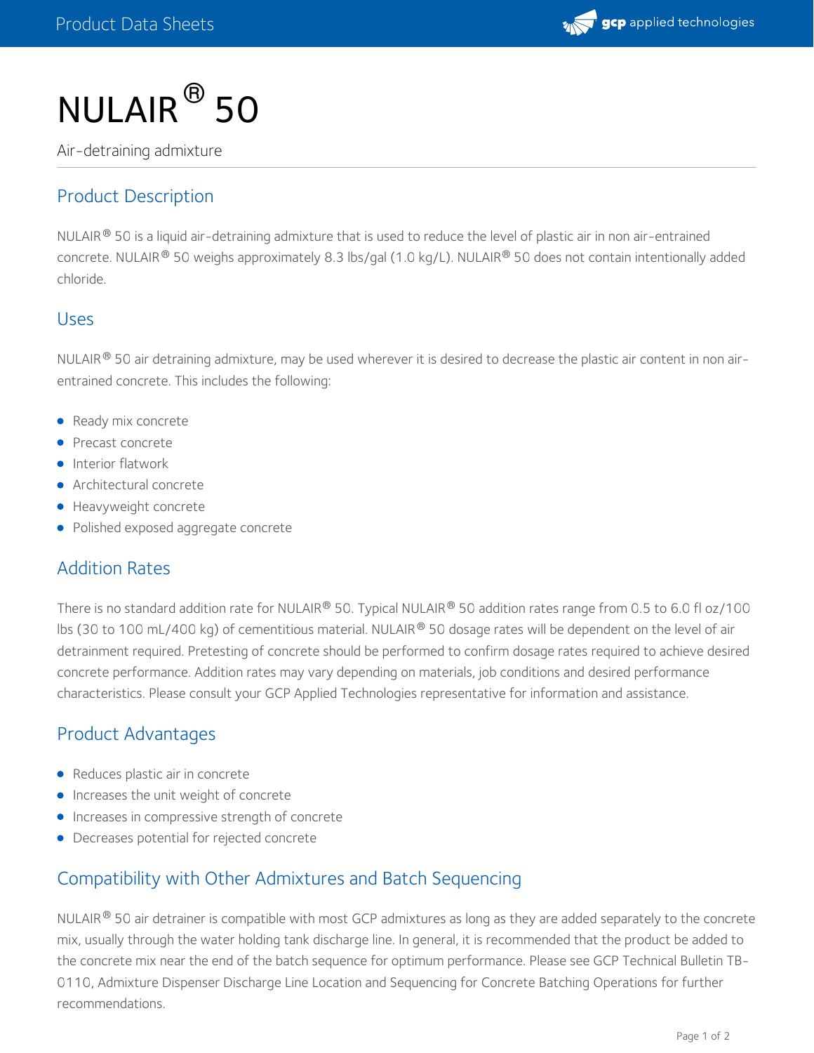# NULAIR® 50

Air-detraining admixture

## Product Description

NULAIR® 50 is a liquid air-detraining admixture that is used to reduce the level of plastic air in non air-entrained concrete. NULAIR® 50 weighs approximately 8.3 lbs/gal (1.0 kg/L). NULAIR® 50 does not contain intentionally added chloride.

## Uses

NULAIR® 50 air detraining admixture, may be used wherever it is desired to decrease the plastic air content in non air-entrained concrete. This includes the following:

- Ready mix concrete
- Precast concrete
- Interior flatwork
- Architectural concrete
- Heavyweight concrete
- Polished exposed aggregate concrete

## Addition Rates

There is no standard addition rate for NULAIR® 50. Typical NULAIR® 50 addition rates range from 0.5 to 6.0 fl oz/100 lbs (30 to 100 mL/400 kg) of cementitious material. NULAIR® 50 dosage rates will be dependent on the level of air detrainment required. Pretesting of concrete should be performed to confirm dosage rates required to achieve desired concrete performance. Addition rates may vary depending on materials, job conditions and desired performance characteristics. Please consult your GCP Applied Technologies representative for information and assistance.

## Product Advantages

- Reduces plastic air in concrete
- Increases the unit weight of concrete
- Increases in compressive strength of concrete
- Decreases potential for rejected concrete

## Compatibility with Other Admixtures and Batch Sequencing

NULAIR® 50 air detrainer is compatible with most GCP admixtures as long as they are added separately to the concrete mix, usually through the water holding tank discharge line. In general, it is recommended that the product be added to the concrete mix near the end of the batch sequence for optimum performance. Please see GCP Technical Bulletin TB-0110, Admixture Dispenser Discharge Line Location and Sequencing for Concrete Batching Operations for further recommendations.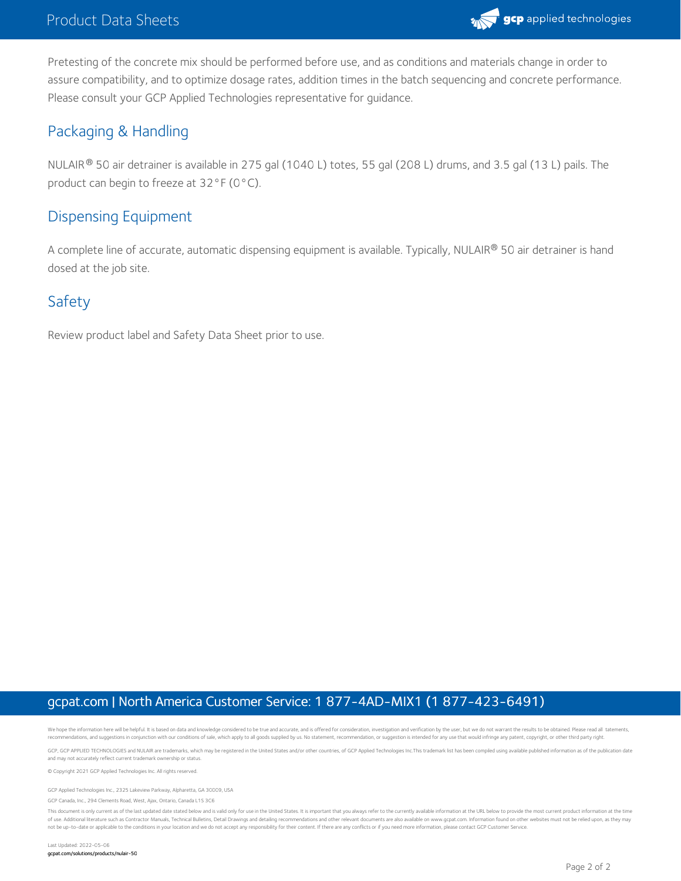Pretesting of the concrete mix should be performed before use, and as conditions and materials change in order to assure compatibility, and to optimize dosage rates, addition times in the batch sequencing and concrete performance. Please consult your GCP Applied Technologies representative for guidance.

## Packaging & Handling

NULAIR® 50 air detrainer is available in 275 gal (1040 L) totes, 55 gal (208 L) drums, and 3.5 gal (13 L) pails. The product can begin to freeze at 32°F (0°C).

## Dispensing Equipment

A complete line of accurate, automatic dispensing equipment is available. Typically, NULAIR® 50 air detrainer is hand dosed at the job site.

## Safety

Review product label and Safety Data Sheet prior to use.

gcpat.com | North America Customer Service: 1 877-4AD-MIX1 (1 877-423-6491)

We hope the information here will be helpful. It is based on data and knowledge considered to be true and accurate, and is offered for consideration, investigation and verification by the user, but we do not warrant the results to be obtained. Please read all tatements, recommendations, and suggestions in conjunction with our conditions of sale, which apply to all goods supplied by us. No statement, recommendation, or suggestion is intended for any use that would infringe any patent, copyright, or other third party right.

GCP, GCP APPLIED TECHNOLOGIES and NULAIR are trademarks, which may be registered in the United States and/or other countries, of GCP Applied Technologies Inc.This trademark list has been compiled using available published information as of the publication date and may not accurately reflect current trademark ownership or status.

© Copyright 2021 GCP Applied Technologies Inc. All rights reserved.

GCP Applied Technologies Inc., 2325 Lakeview Parkway, Alpharetta, GA 30009, USA

GCP Canada, Inc., 294 Clements Road, West, Ajax, Ontario, Canada L1S 3C6

This document is only current as of the last updated date stated below and is valid only for use in the United States. It is important that you always refer to the currently available information at the URL below to provide the most current product information at the time of use. Additional literature such as Contractor Manuals, Technical Bulletins, Detail Drawings and detailing recommendations and other relevant documents are also available on www.gcpat.com. Information found on other websites must not be relied upon, as they may not be up-to-date or applicable to the conditions in your location and we do not accept any responsibility for their content. If there are any conflicts or if you need more information, please contact GCP Customer Service.

Last Updated: 2022-05-06
gcpat.com/solutions/products/nulair-50